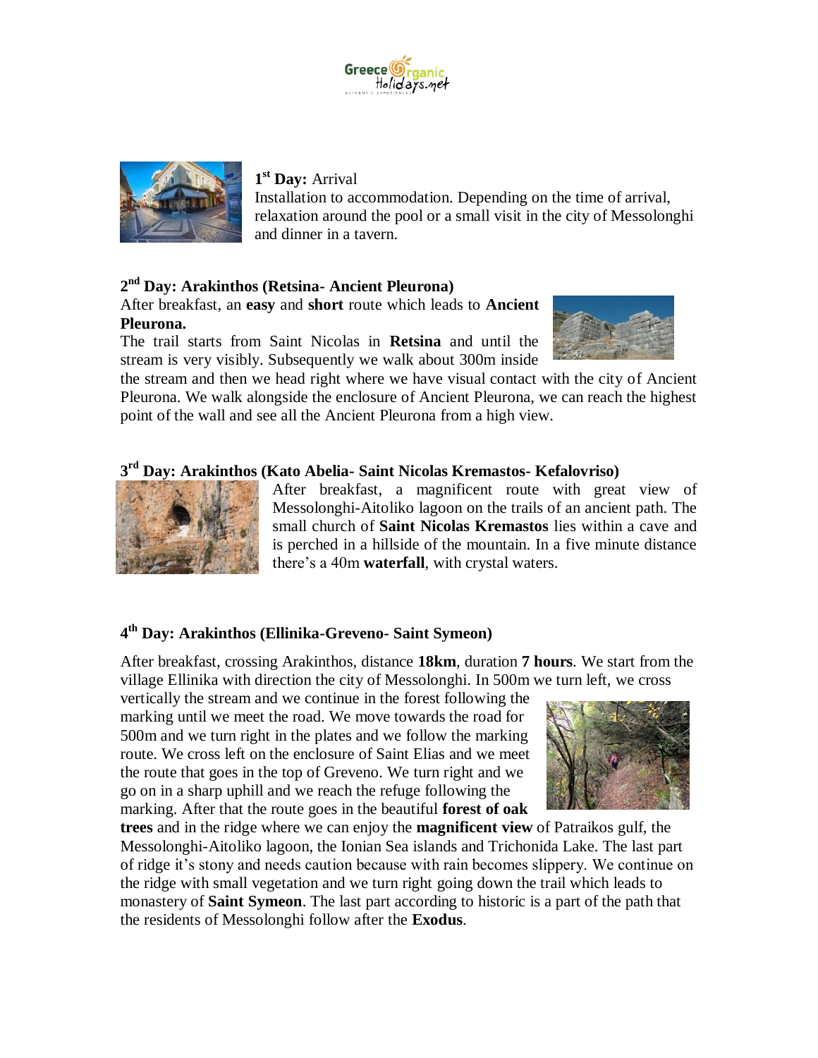**1st Day:** Arrival
Installation to accommodation. Depending on the time of arrival, relaxation around the pool or a small visit in the city of Messolonghi and dinner in a tavern.

**2nd Day: Arakinthos (Retsina- Ancient Pleurona)**
After breakfast, an **easy** and **short** route which leads to **Ancient Pleurona.**
The trail starts from Saint Nicolas in **Retsina** and until the stream is very visibly. Subsequently we walk about 300m inside the stream and then we head right where we have visual contact with the city of Ancient Pleurona. We walk alongside the enclosure of Ancient Pleurona, we can reach the highest point of the wall and see all the Ancient Pleurona from a high view.

**3rd Day: Arakinthos (Kato Abelia- Saint Nicolas Kremastos- Kefalovriso)**
After breakfast, a magnificent route with great view of Messolonghi-Aitoliko lagoon on the trails of an ancient path. The small church of **Saint Nicolas Kremastos** lies within a cave and is perched in a hillside of the mountain. In a five minute distance there's a 40m **waterfall**, with crystal waters.

**4th Day: Arakinthos (Ellinika-Greveno- Saint Symeon)**

After breakfast, crossing Arakinthos, distance **18km**, duration **7 hours**. We start from the village Ellinika with direction the city of Messolonghi. In 500m we turn left, we cross vertically the stream and we continue in the forest following the marking until we meet the road. We move towards the road for 500m and we turn right in the plates and we follow the marking route. We cross left on the enclosure of Saint Elias and we meet the route that goes in the top of Greveno. We turn right and we go on in a sharp uphill and we reach the refuge following the marking. After that the route goes in the beautiful **forest of oak trees** and in the ridge where we can enjoy the **magnificent view** of Patraikos gulf, the Messolonghi-Aitoliko lagoon, the Ionian Sea islands and Trichonida Lake. The last part of ridge it's stony and needs caution because with rain becomes slippery. We continue on the ridge with small vegetation and we turn right going down the trail which leads to monastery of **Saint Symeon**. The last part according to historic is a part of the path that the residents of Messolonghi follow after the **Exodus**.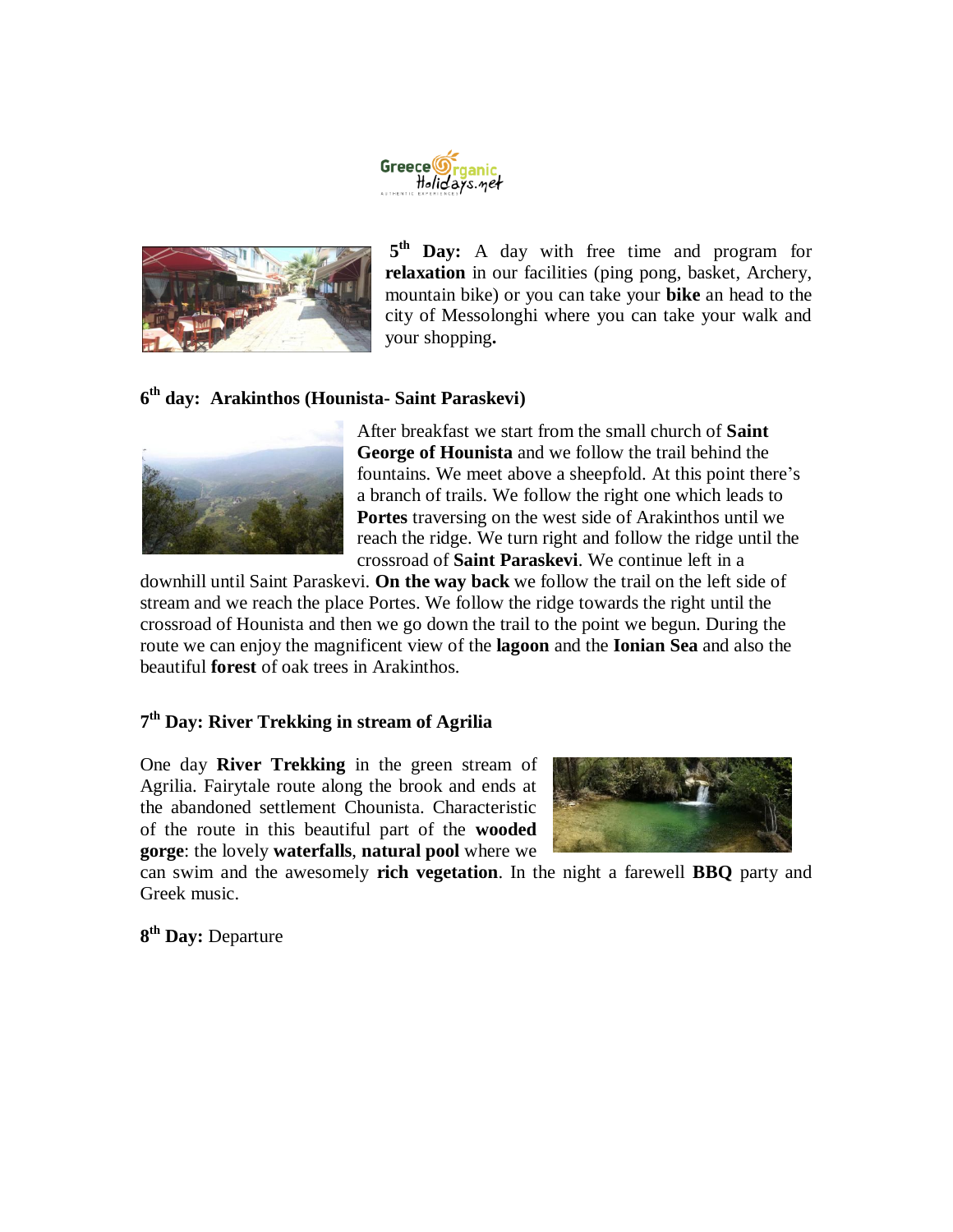**5th Day:** A day with free time and program for **relaxation** in our facilities (ping pong, basket, Archery, mountain bike) or you can take your **bike** an head to the city of Messolonghi where you can take your walk and your shopping**.**

### 6th day: Arakinthos (Hounista- Saint Paraskevi)

After breakfast we start from the small church of **Saint George of Hounista** and we follow the trail behind the fountains. We meet above a sheepfold. At this point there's a branch of trails. We follow the right one which leads to **Portes** traversing on the west side of Arakinthos until we reach the ridge. We turn right and follow the ridge until the crossroad of **Saint Paraskevi**. We continue left in a downhill until Saint Paraskevi. **On the way back** we follow the trail on the left side of stream and we reach the place Portes. We follow the ridge towards the right until the crossroad of Hounista and then we go down the trail to the point we begun. During the route we can enjoy the magnificent view of the **lagoon** and the **Ionian Sea** and also the beautiful **forest** of oak trees in Arakinthos.

### 7th Day: River Trekking in stream of Agrilia

One day **River Trekking** in the green stream of Agrilia. Fairytale route along the brook and ends at the abandoned settlement Chounista. Characteristic of the route in this beautiful part of the **wooded gorge**: the lovely **waterfalls**, **natural pool** where we can swim and the awesomely **rich vegetation**. In the night a farewell **BBQ** party and Greek music.

**8th Day:** Departure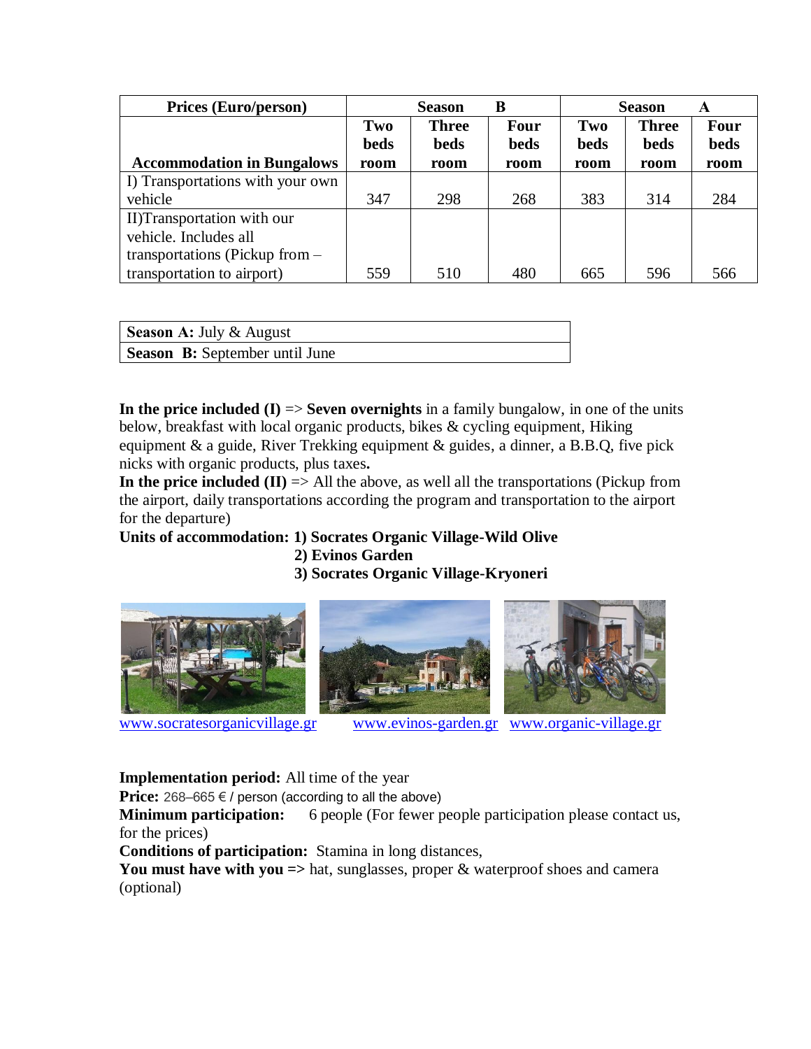| Prices (Euro/person) | Season B | | | Season A | | |
|---|---|---|---|---|---|---|
| Accommodation in Bungalows | Two beds room | Three beds room | Four beds room | Two beds room | Three beds room | Four beds room |
| I) Transportations with your own vehicle | 347 | 298 | 268 | 383 | 314 | 284 |
| II)Transportation with our vehicle. Includes all transportations (Pickup from – transportation to airport) | 559 | 510 | 480 | 665 | 596 | 566 |

| | |
|---|---|
| **Season A:** July & August | |
| **Season B:** September until June | |

**In the price included (I)** => **Seven overnights** in a family bungalow, in one of the units below, breakfast with local organic products, bikes & cycling equipment, Hiking equipment & a guide, River Trekking equipment & guides, a dinner, a B.B.Q, five pick nicks with organic products, plus taxes**.**

**In the price included (II)** => All the above, as well all the transportations (Pickup from the airport, daily transportations according the program and transportation to the airport for the departure)

**Units of accommodation: 1) Socrates Organic Village-Wild Olive**
**2) Evinos Garden**
**3) Socrates Organic Village-Kryoneri**

www.socratesorganicvillage.gr www.evinos-garden.gr www.organic-village.gr

**Implementation period:** All time of the year

**Price:** 268–665 € / person (according to all the above)

**Minimum participation:** 6 people (For fewer people participation please contact us, for the prices)

**Conditions of participation:** Stamina in long distances,

**You must have with you =>** hat, sunglasses, proper & waterproof shoes and camera (optional)